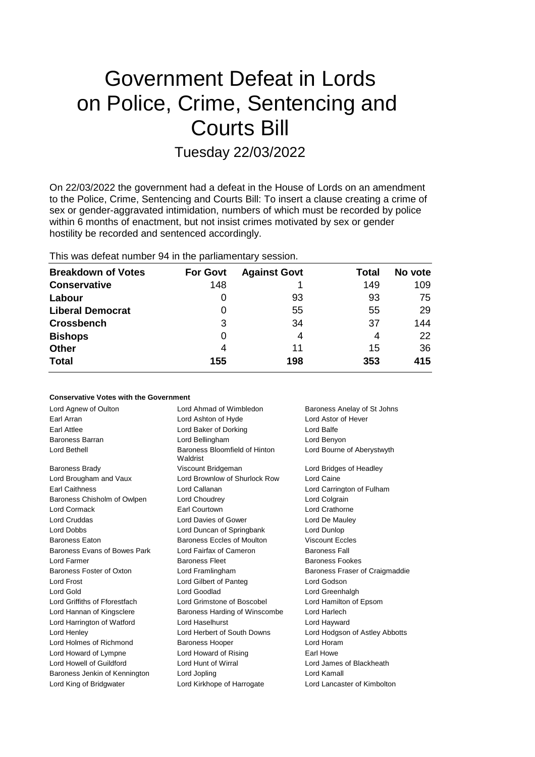# Government Defeat in Lords on Police, Crime, Sentencing and Courts Bill

## Tuesday 22/03/2022

On 22/03/2022 the government had a defeat in the House of Lords on an amendment to the Police, Crime, Sentencing and Courts Bill: To insert a clause creating a crime of sex or gender-aggravated intimidation, numbers of which must be recorded by police within 6 months of enactment, but not insist crimes motivated by sex or gender hostility be recorded and sentenced accordingly.

This was defeat number 94 in the parliamentary session.

| Breakdown of Votes | For Govt | Against Govt | Total | No vote |
|---|---|---|---|---|
| Conservative | 148 | 1 | 149 | 109 |
| Labour | 0 | 93 | 93 | 75 |
| Liberal Democrat | 0 | 55 | 55 | 29 |
| Crossbench | 3 | 34 | 37 | 144 |
| Bishops | 0 | 4 | 4 | 22 |
| Other | 4 | 11 | 15 | 36 |
| **Total** | **155** | **198** | **353** | **415** |

### Conservative Votes with the Government

| | | |
|---|---|---|
| Lord Agnew of Oulton | Lord Ahmad of Wimbledon | Baroness Anelay of St Johns |
| Earl Arran | Lord Ashton of Hyde | Lord Astor of Hever |
| Earl Attlee | Lord Baker of Dorking | Lord Balfe |
| Baroness Barran | Lord Bellingham | Lord Benyon |
| Lord Bethell | Baroness Bloomfield of Hinton Waldrist | Lord Bourne of Aberystwyth |
| Baroness Brady | Viscount Bridgeman | Lord Bridges of Headley |
| Lord Brougham and Vaux | Lord Brownlow of Shurlock Row | Lord Caine |
| Earl Caithness | Lord Callanan | Lord Carrington of Fulham |
| Baroness Chisholm of Owlpen | Lord Choudrey | Lord Colgrain |
| Lord Cormack | Earl Courtown | Lord Crathorne |
| Lord Cruddas | Lord Davies of Gower | Lord De Mauley |
| Lord Dobbs | Lord Duncan of Springbank | Lord Dunlop |
| Baroness Eaton | Baroness Eccles of Moulton | Viscount Eccles |
| Baroness Evans of Bowes Park | Lord Fairfax of Cameron | Baroness Fall |
| Lord Farmer | Baroness Fleet | Baroness Fookes |
| Baroness Foster of Oxton | Lord Framlingham | Baroness Fraser of Craigmaddie |
| Lord Frost | Lord Gilbert of Panteg | Lord Godson |
| Lord Gold | Lord Goodlad | Lord Greenhalgh |
| Lord Griffiths of Fforestfach | Lord Grimstone of Boscobel | Lord Hamilton of Epsom |
| Lord Hannan of Kingsclere | Baroness Harding of Winscombe | Lord Harlech |
| Lord Harrington of Watford | Lord Haselhurst | Lord Hayward |
| Lord Henley | Lord Herbert of South Downs | Lord Hodgson of Astley Abbotts |
| Lord Holmes of Richmond | Baroness Hooper | Lord Horam |
| Lord Howard of Lympne | Lord Howard of Rising | Earl Howe |
| Lord Howell of Guildford | Lord Hunt of Wirral | Lord James of Blackheath |
| Baroness Jenkin of Kennington | Lord Jopling | Lord Kamall |
| Lord King of Bridgwater | Lord Kirkhope of Harrogate | Lord Lancaster of Kimbolton |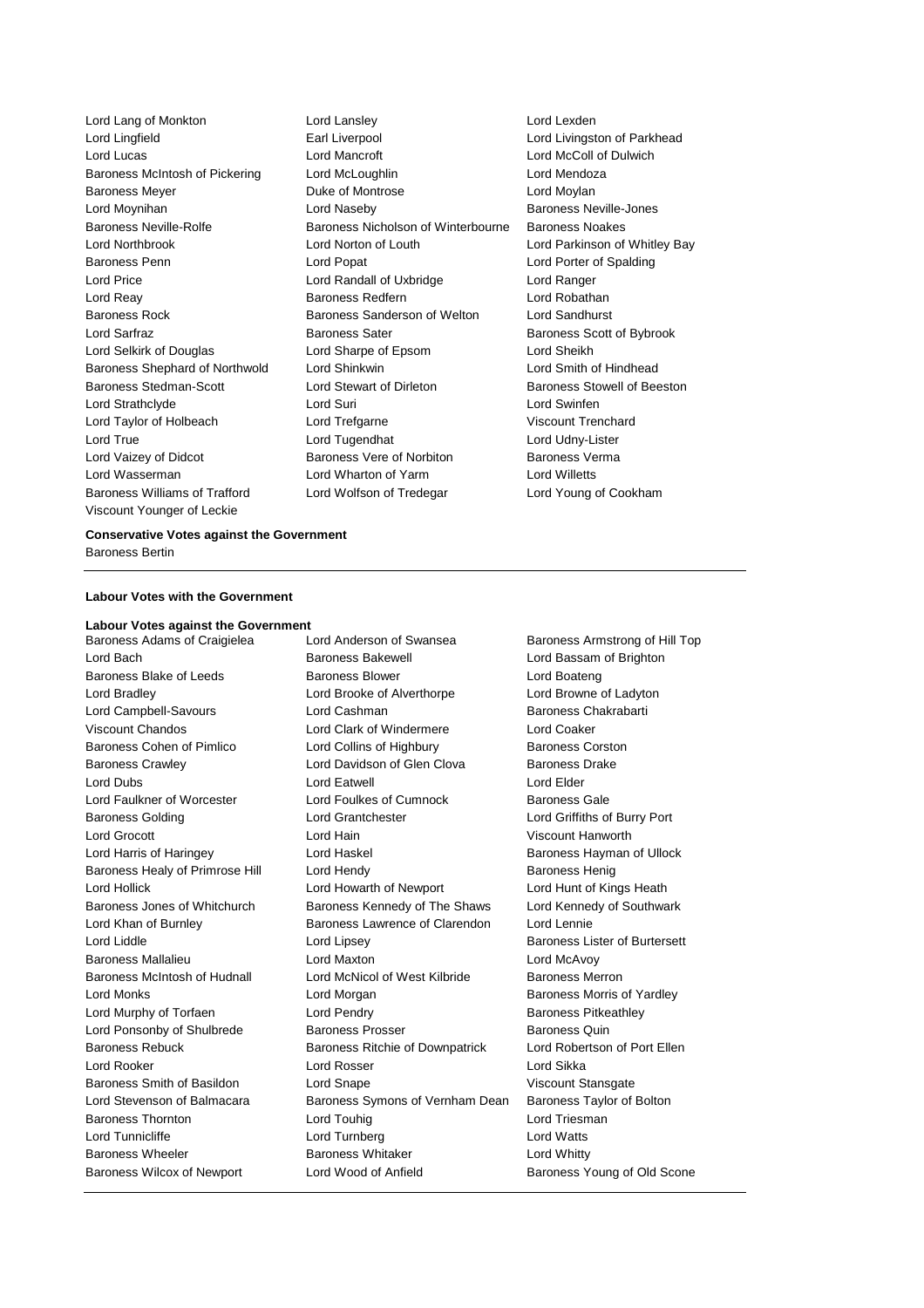Lord Lang of Monkton
Lord Lansley
Lord Lexden
Lord Lingfield
Earl Liverpool
Lord Livingston of Parkhead
Lord Lucas
Lord Mancroft
Lord McColl of Dulwich
Baroness McIntosh of Pickering
Lord McLoughlin
Lord Mendoza
Baroness Meyer
Duke of Montrose
Lord Moylan
Lord Moynihan
Lord Naseby
Baroness Neville-Jones
Baroness Neville-Rolfe
Baroness Nicholson of Winterbourne
Baroness Noakes
Lord Northbrook
Lord Norton of Louth
Lord Parkinson of Whitley Bay
Baroness Penn
Lord Popat
Lord Porter of Spalding
Lord Price
Lord Randall of Uxbridge
Lord Ranger
Lord Reay
Baroness Redfern
Lord Robathan
Baroness Rock
Baroness Sanderson of Welton
Lord Sandhurst
Lord Sarfraz
Baroness Sater
Baroness Scott of Bybrook
Lord Selkirk of Douglas
Lord Sharpe of Epsom
Lord Sheikh
Baroness Shephard of Northwold
Lord Shinkwin
Lord Smith of Hindhead
Baroness Stedman-Scott
Lord Stewart of Dirleton
Baroness Stowell of Beeston
Lord Strathclyde
Lord Suri
Lord Swinfen
Lord Taylor of Holbeach
Lord Trefgarne
Viscount Trenchard
Lord True
Lord Tugendhat
Lord Udny-Lister
Lord Vaizey of Didcot
Baroness Vere of Norbiton
Baroness Verma
Lord Wasserman
Lord Wharton of Yarm
Lord Willetts
Baroness Williams of Trafford
Lord Wolfson of Tredegar
Lord Young of Cookham
Viscount Younger of Leckie

**Conservative Votes against the Government**

Baroness Bertin

---

**Labour Votes with the Government**

**Labour Votes against the Government**

Baroness Adams of Craigielea
Lord Anderson of Swansea
Baroness Armstrong of Hill Top
Lord Bach
Baroness Bakewell
Lord Bassam of Brighton
Baroness Blake of Leeds
Baroness Blower
Lord Boateng
Lord Bradley
Lord Brooke of Alverthorpe
Lord Browne of Ladyton
Lord Campbell-Savours
Lord Cashman
Baroness Chakrabarti
Viscount Chandos
Lord Clark of Windermere
Lord Coaker
Baroness Cohen of Pimlico
Lord Collins of Highbury
Baroness Corston
Baroness Crawley
Lord Davidson of Glen Clova
Baroness Drake
Lord Dubs
Lord Eatwell
Lord Elder
Lord Faulkner of Worcester
Lord Foulkes of Cumnock
Baroness Gale
Baroness Golding
Lord Grantchester
Lord Griffiths of Burry Port
Lord Grocott
Lord Hain
Viscount Hanworth
Lord Harris of Haringey
Lord Haskel
Baroness Hayman of Ullock
Baroness Healy of Primrose Hill
Lord Hendy
Baroness Henig
Lord Hollick
Lord Howarth of Newport
Lord Hunt of Kings Heath
Baroness Jones of Whitchurch
Baroness Kennedy of The Shaws
Lord Kennedy of Southwark
Lord Khan of Burnley
Baroness Lawrence of Clarendon
Lord Lennie
Lord Liddle
Lord Lipsey
Baroness Lister of Burtersett
Baroness Mallalieu
Lord Maxton
Lord McAvoy
Baroness McIntosh of Hudnall
Lord McNicol of West Kilbride
Baroness Merron
Lord Monks
Lord Morgan
Baroness Morris of Yardley
Lord Murphy of Torfaen
Lord Pendry
Baroness Pitkeathley
Lord Ponsonby of Shulbrede
Baroness Prosser
Baroness Quin
Baroness Rebuck
Baroness Ritchie of Downpatrick
Lord Robertson of Port Ellen
Lord Rooker
Lord Rosser
Lord Sikka
Baroness Smith of Basildon
Lord Snape
Viscount Stansgate
Lord Stevenson of Balmacara
Baroness Symons of Vernham Dean
Baroness Taylor of Bolton
Baroness Thornton
Lord Touhig
Lord Triesman
Lord Tunnicliffe
Lord Turnberg
Lord Watts
Baroness Wheeler
Baroness Whitaker
Lord Whitty
Baroness Wilcox of Newport
Lord Wood of Anfield
Baroness Young of Old Scone

---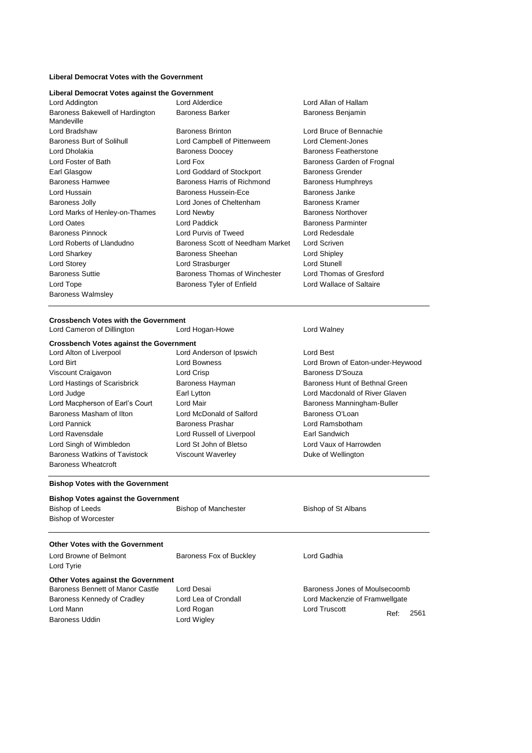**Liberal Democrat Votes with the Government**

**Liberal Democrat Votes against the Government**

| | | |
|---|---|---|
| Lord Addington | Lord Alderdice | Lord Allan of Hallam |
| Baroness Bakewell of Hardington Mandeville | Baroness Barker | Baroness Benjamin |
| Lord Bradshaw | Baroness Brinton | Lord Bruce of Bennachie |
| Baroness Burt of Solihull | Lord Campbell of Pittenweem | Lord Clement-Jones |
| Lord Dholakia | Baroness Doocey | Baroness Featherstone |
| Lord Foster of Bath | Lord Fox | Baroness Garden of Frognal |
| Earl Glasgow | Lord Goddard of Stockport | Baroness Grender |
| Baroness Hamwee | Baroness Harris of Richmond | Baroness Humphreys |
| Lord Hussain | Baroness Hussein-Ece | Baroness Janke |
| Baroness Jolly | Lord Jones of Cheltenham | Baroness Kramer |
| Lord Marks of Henley-on-Thames | Lord Newby | Baroness Northover |
| Lord Oates | Lord Paddick | Baroness Parminter |
| Baroness Pinnock | Lord Purvis of Tweed | Lord Redesdale |
| Lord Roberts of Llandudno | Baroness Scott of Needham Market | Lord Scriven |
| Lord Sharkey | Baroness Sheehan | Lord Shipley |
| Lord Storey | Lord Strasburger | Lord Stunell |
| Baroness Suttie | Baroness Thomas of Winchester | Lord Thomas of Gresford |
| Lord Tope | Baroness Tyler of Enfield | Lord Wallace of Saltaire |
| Baroness Walmsley | | |

**Crossbench Votes with the Government**

| | | |
|---|---|---|
| Lord Cameron of Dillington | Lord Hogan-Howe | Lord Walney |

**Crossbench Votes against the Government**

| | | |
|---|---|---|
| Lord Alton of Liverpool | Lord Anderson of Ipswich | Lord Best |
| Lord Birt | Lord Bowness | Lord Brown of Eaton-under-Heywood |
| Viscount Craigavon | Lord Crisp | Baroness D'Souza |
| Lord Hastings of Scarisbrick | Baroness Hayman | Baroness Hunt of Bethnal Green |
| Lord Judge | Earl Lytton | Lord Macdonald of River Glaven |
| Lord Macpherson of Earl's Court | Lord Mair | Baroness Manningham-Buller |
| Baroness Masham of Ilton | Lord McDonald of Salford | Baroness O'Loan |
| Lord Pannick | Baroness Prashar | Lord Ramsbotham |
| Lord Ravensdale | Lord Russell of Liverpool | Earl Sandwich |
| Lord Singh of Wimbledon | Lord St John of Bletso | Lord Vaux of Harrowden |
| Baroness Watkins of Tavistock | Viscount Waverley | Duke of Wellington |
| Baroness Wheatcroft | | |

**Bishop Votes with the Government**

**Bishop Votes against the Government**

| | | |
|---|---|---|
| Bishop of Leeds | Bishop of Manchester | Bishop of St Albans |
| Bishop of Worcester | | |

**Other Votes with the Government**

| | | |
|---|---|---|
| Lord Browne of Belmont | Baroness Fox of Buckley | Lord Gadhia |
| Lord Tyrie | | |

**Other Votes against the Government**

| | | |
|---|---|---|
| Baroness Bennett of Manor Castle | Lord Desai | Baroness Jones of Moulsecoomb |
| Baroness Kennedy of Cradley | Lord Lea of Crondall | Lord Mackenzie of Framwellgate |
| Lord Mann | Lord Rogan | Lord Truscott |
| Baroness Uddin | Lord Wigley | |

Ref: 2561